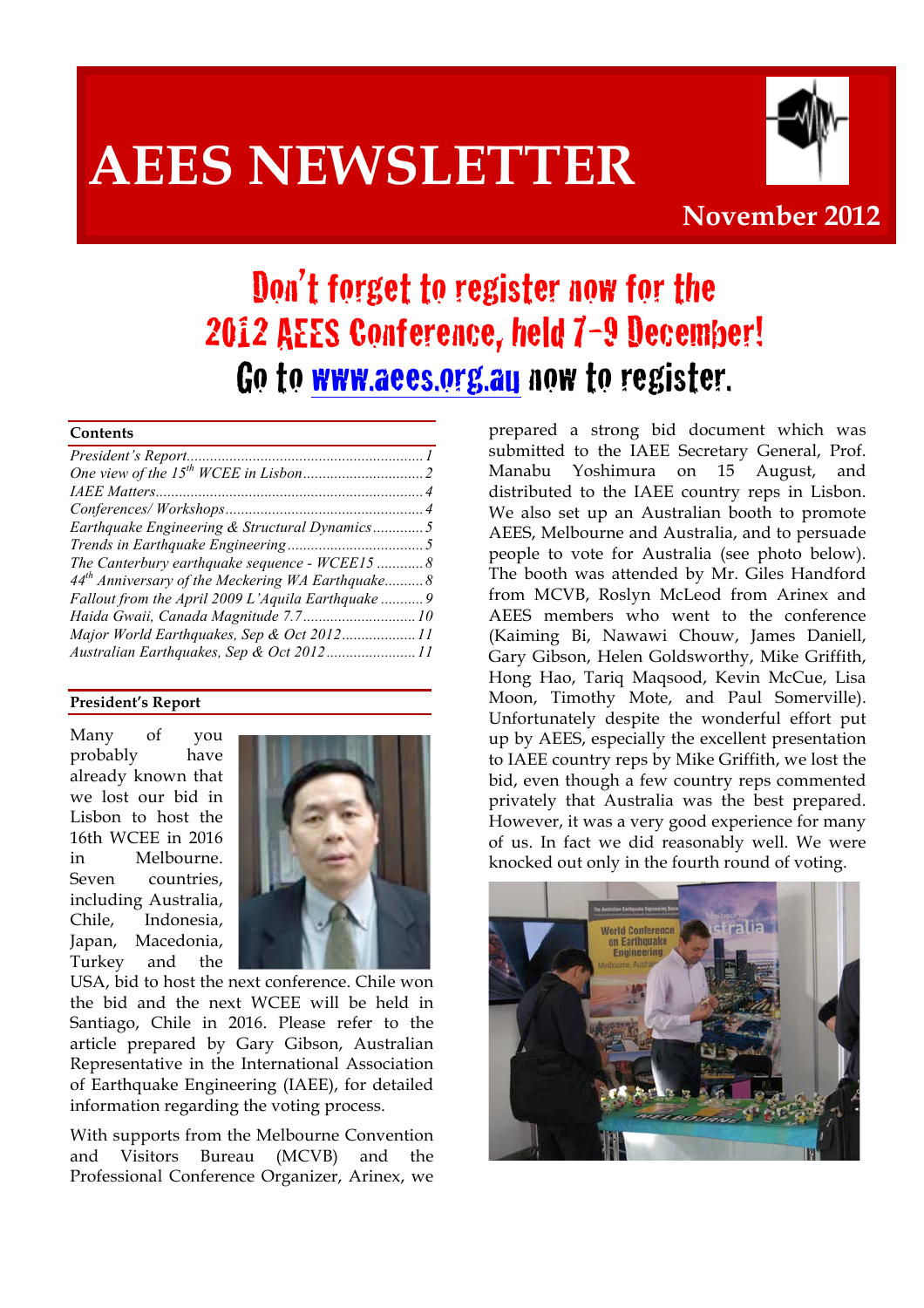# AEES NEWSLETTER

**November 2012**

## Don't forget to register now for the 2012 AEES Conference, held 7-9 December! Go to www.aees.org.au now to register.

**Contents**

- *President's Report* ... 1
- *One view of the 15th WCEE in Lisbon* ... 2
- *IAEE Matters* ... 4
- *Conferences/ Workshops* ... 4
- *Earthquake Engineering & Structural Dynamics* ... 5
- *Trends in Earthquake Engineering* ... 5
- *The Canterbury earthquake sequence - WCEE15* ... 8
- *44th Anniversary of the Meckering WA Earthquake* ... 8
- *Fallout from the April 2009 L'Aquila Earthquake* ... 9
- *Haida Gwaii, Canada Magnitude 7.7* ... 10
- *Major World Earthquakes, Sep & Oct 2012* ... 11
- *Australian Earthquakes, Sep & Oct 2012* ... 11

## President's Report

Many of you probably have already known that we lost our bid in Lisbon to host the 16th WCEE in 2016 in Melbourne. Seven countries, including Australia, Chile, Indonesia, Japan, Macedonia, Turkey and the USA, bid to host the next conference. Chile won the bid and the next WCEE will be held in Santiago, Chile in 2016. Please refer to the article prepared by Gary Gibson, Australian Representative in the International Association of Earthquake Engineering (IAEE), for detailed information regarding the voting process.

With supports from the Melbourne Convention and Visitors Bureau (MCVB) and the Professional Conference Organizer, Arinex, we prepared a strong bid document which was submitted to the IAEE Secretary General, Prof. Manabu Yoshimura on 15 August, and distributed to the IAEE country reps in Lisbon. We also set up an Australian booth to promote AEES, Melbourne and Australia, and to persuade people to vote for Australia (see photo below). The booth was attended by Mr. Giles Handford from MCVB, Roslyn McLeod from Arinex and AEES members who went to the conference (Kaiming Bi, Nawawi Chouw, James Daniell, Gary Gibson, Helen Goldsworthy, Mike Griffith, Hong Hao, Tariq Maqsood, Kevin McCue, Lisa Moon, Timothy Mote, and Paul Somerville). Unfortunately despite the wonderful effort put up by AEES, especially the excellent presentation to IAEE country reps by Mike Griffith, we lost the bid, even though a few country reps commented privately that Australia was the best prepared. However, it was a very good experience for many of us. In fact we did reasonably well. We were knocked out only in the fourth round of voting.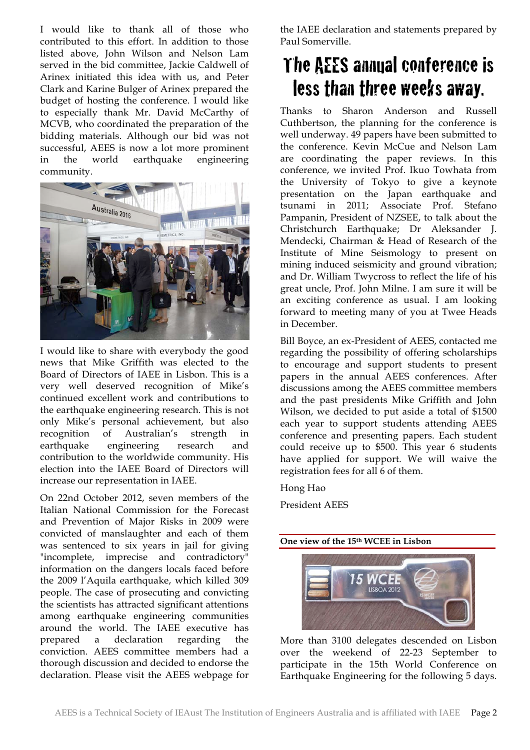I would like to thank all of those who contributed to this effort. In addition to those listed above, John Wilson and Nelson Lam served in the bid committee, Jackie Caldwell of Arinex initiated this idea with us, and Peter Clark and Karine Bulger of Arinex prepared the budget of hosting the conference. I would like to especially thank Mr. David McCarthy of MCVB, who coordinated the preparation of the bidding materials. Although our bid was not successful, AEES is now a lot more prominent in the world earthquake engineering community.

I would like to share with everybody the good news that Mike Griffith was elected to the Board of Directors of IAEE in Lisbon. This is a very well deserved recognition of Mike's continued excellent work and contributions to the earthquake engineering research. This is not only Mike's personal achievement, but also recognition of Australian's strength in earthquake engineering research and contribution to the worldwide community. His election into the IAEE Board of Directors will increase our representation in IAEE.

On 22nd October 2012, seven members of the Italian National Commission for the Forecast and Prevention of Major Risks in 2009 were convicted of manslaughter and each of them was sentenced to six years in jail for giving "incomplete, imprecise and contradictory" information on the dangers locals faced before the 2009 l'Aquila earthquake, which killed 309 people. The case of prosecuting and convicting the scientists has attracted significant attentions among earthquake engineering communities around the world. The IAEE executive has prepared a declaration regarding the conviction. AEES committee members had a thorough discussion and decided to endorse the declaration. Please visit the AEES webpage for the IAEE declaration and statements prepared by Paul Somerville.

## The AEES annual conference is less than three weeks away.

Thanks to Sharon Anderson and Russell Cuthbertson, the planning for the conference is well underway. 49 papers have been submitted to the conference. Kevin McCue and Nelson Lam are coordinating the paper reviews. In this conference, we invited Prof. Ikuo Towhata from the University of Tokyo to give a keynote presentation on the Japan earthquake and tsunami in 2011; Associate Prof. Stefano Pampanin, President of NZSEE, to talk about the Christchurch Earthquake; Dr Aleksander J. Mendecki, Chairman & Head of Research of the Institute of Mine Seismology to present on mining induced seismicity and ground vibration; and Dr. William Twycross to reflect the life of his great uncle, Prof. John Milne. I am sure it will be an exciting conference as usual. I am looking forward to meeting many of you at Twee Heads in December.

Bill Boyce, an ex-President of AEES, contacted me regarding the possibility of offering scholarships to encourage and support students to present papers in the annual AEES conferences. After discussions among the AEES committee members and the past presidents Mike Griffith and John Wilson, we decided to put aside a total of $1500 each year to support students attending AEES conference and presenting papers. Each student could receive up to $500. This year 6 students have applied for support. We will waive the registration fees for all 6 of them.

Hong Hao

President AEES

**One view of the 15th WCEE in Lisbon**

More than 3100 delegates descended on Lisbon over the weekend of 22-23 September to participate in the 15th World Conference on Earthquake Engineering for the following 5 days.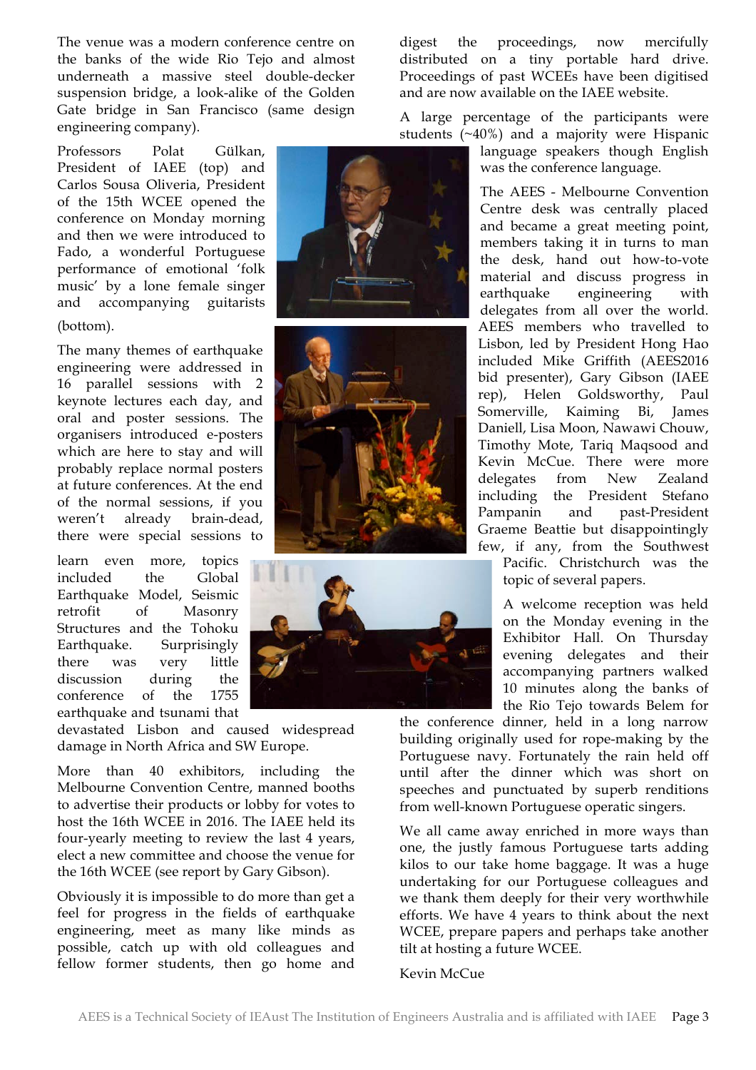The venue was a modern conference centre on the banks of the wide Rio Tejo and almost underneath a massive steel double-decker suspension bridge, a look-alike of the Golden Gate bridge in San Francisco (same design engineering company).

Professors Polat Gülkan, President of IAEE (top) and Carlos Sousa Oliveria, President of the 15th WCEE opened the conference on Monday morning and then we were introduced to Fado, a wonderful Portuguese performance of emotional 'folk music' by a lone female singer and accompanying guitarists (bottom).

The many themes of earthquake engineering were addressed in 16 parallel sessions with 2 keynote lectures each day, and oral and poster sessions. The organisers introduced e-posters which are here to stay and will probably replace normal posters at future conferences. At the end of the normal sessions, if you weren't already brain-dead, there were special sessions to learn even more, topics included the Global Earthquake Model, Seismic retrofit of Masonry Structures and the Tohoku Earthquake. Surprisingly there was very little discussion during the conference of the 1755 earthquake and tsunami that devastated Lisbon and caused widespread damage in North Africa and SW Europe.

More than 40 exhibitors, including the Melbourne Convention Centre, manned booths to advertise their products or lobby for votes to host the 16th WCEE in 2016. The IAEE held its four-yearly meeting to review the last 4 years, elect a new committee and choose the venue for the 16th WCEE (see report by Gary Gibson).

Obviously it is impossible to do more than get a feel for progress in the fields of earthquake engineering, meet as many like minds as possible, catch up with old colleagues and fellow former students, then go home and digest the proceedings, now mercifully distributed on a tiny portable hard drive. Proceedings of past WCEEs have been digitised and are now available on the IAEE website.

A large percentage of the participants were students (~40%) and a majority were Hispanic language speakers though English was the conference language.

The AEES - Melbourne Convention Centre desk was centrally placed and became a great meeting point, members taking it in turns to man the desk, hand out how-to-vote material and discuss progress in earthquake engineering with delegates from all over the world. AEES members who travelled to Lisbon, led by President Hong Hao included Mike Griffith (AEES2016 bid presenter), Gary Gibson (IAEE rep), Helen Goldsworthy, Paul Somerville, Kaiming Bi, James Daniell, Lisa Moon, Nawawi Chouw, Timothy Mote, Tariq Maqsood and Kevin McCue. There were more delegates from New Zealand including the President Stefano Pampanin and past-President Graeme Beattie but disappointingly few, if any, from the Southwest Pacific. Christchurch was the topic of several papers.

A welcome reception was held on the Monday evening in the Exhibitor Hall. On Thursday evening delegates and their accompanying partners walked 10 minutes along the banks of the Rio Tejo towards Belem for the conference dinner, held in a long narrow building originally used for rope-making by the Portuguese navy. Fortunately the rain held off until after the dinner which was short on speeches and punctuated by superb renditions from well-known Portuguese operatic singers.

We all came away enriched in more ways than one, the justly famous Portuguese tarts adding kilos to our take home baggage. It was a huge undertaking for our Portuguese colleagues and we thank them deeply for their very worthwhile efforts. We have 4 years to think about the next WCEE, prepare papers and perhaps take another tilt at hosting a future WCEE.

Kevin McCue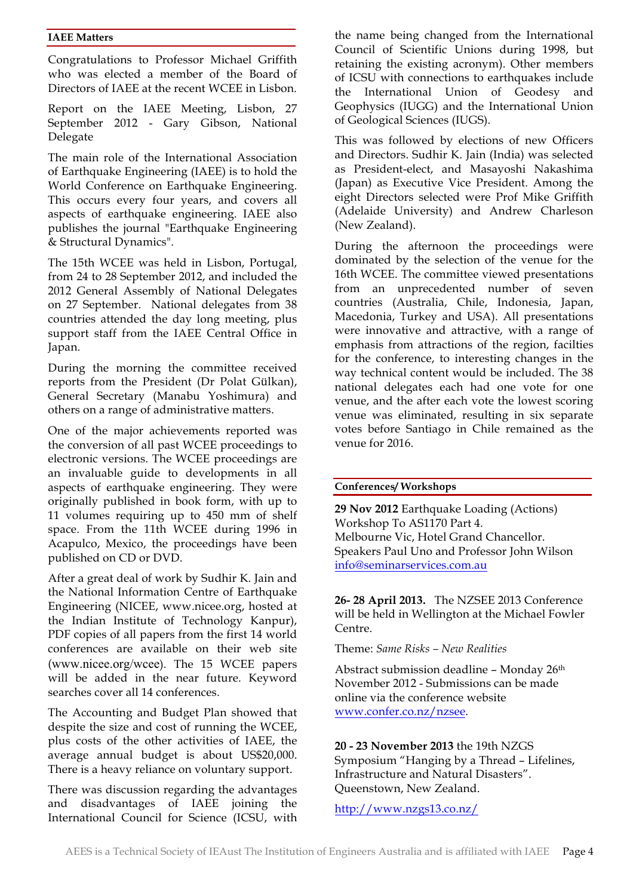## IAEE Matters

Congratulations to Professor Michael Griffith who was elected a member of the Board of Directors of IAEE at the recent WCEE in Lisbon.

Report on the IAEE Meeting, Lisbon, 27 September 2012 - Gary Gibson, National Delegate

The main role of the International Association of Earthquake Engineering (IAEE) is to hold the World Conference on Earthquake Engineering. This occurs every four years, and covers all aspects of earthquake engineering. IAEE also publishes the journal "Earthquake Engineering & Structural Dynamics".

The 15th WCEE was held in Lisbon, Portugal, from 24 to 28 September 2012, and included the 2012 General Assembly of National Delegates on 27 September. National delegates from 38 countries attended the day long meeting, plus support staff from the IAEE Central Office in Japan.

During the morning the committee received reports from the President (Dr Polat Gülkan), General Secretary (Manabu Yoshimura) and others on a range of administrative matters.

One of the major achievements reported was the conversion of all past WCEE proceedings to electronic versions. The WCEE proceedings are an invaluable guide to developments in all aspects of earthquake engineering. They were originally published in book form, with up to 11 volumes requiring up to 450 mm of shelf space. From the 11th WCEE during 1996 in Acapulco, Mexico, the proceedings have been published on CD or DVD.

After a great deal of work by Sudhir K. Jain and the National Information Centre of Earthquake Engineering (NICEE, www.nicee.org, hosted at the Indian Institute of Technology Kanpur), PDF copies of all papers from the first 14 world conferences are available on their web site (www.nicee.org/wcee). The 15 WCEE papers will be added in the near future. Keyword searches cover all 14 conferences.

The Accounting and Budget Plan showed that despite the size and cost of running the WCEE, plus costs of the other activities of IAEE, the average annual budget is about US$20,000. There is a heavy reliance on voluntary support.

There was discussion regarding the advantages and disadvantages of IAEE joining the International Council for Science (ICSU, with the name being changed from the International Council of Scientific Unions during 1998, but retaining the existing acronym). Other members of ICSU with connections to earthquakes include the International Union of Geodesy and Geophysics (IUGG) and the International Union of Geological Sciences (IUGS).

This was followed by elections of new Officers and Directors. Sudhir K. Jain (India) was selected as President-elect, and Masayoshi Nakashima (Japan) as Executive Vice President. Among the eight Directors selected were Prof Mike Griffith (Adelaide University) and Andrew Charleson (New Zealand).

During the afternoon the proceedings were dominated by the selection of the venue for the 16th WCEE. The committee viewed presentations from an unprecedented number of seven countries (Australia, Chile, Indonesia, Japan, Macedonia, Turkey and USA). All presentations were innovative and attractive, with a range of emphasis from attractions of the region, facilties for the conference, to interesting changes in the way technical content would be included. The 38 national delegates each had one vote for one venue, and the after each vote the lowest scoring venue was eliminated, resulting in six separate votes before Santiago in Chile remained as the venue for 2016.

## Conferences/ Workshops

**29 Nov 2012** Earthquake Loading (Actions) Workshop To AS1170 Part 4.
Melbourne Vic, Hotel Grand Chancellor.
Speakers Paul Uno and Professor John Wilson
info@seminarservices.com.au

**26- 28 April 2013.** The NZSEE 2013 Conference will be held in Wellington at the Michael Fowler Centre.

Theme: *Same Risks – New Realities*

Abstract submission deadline – Monday 26th November 2012 - Submissions can be made online via the conference website www.confer.co.nz/nzsee.

**20 - 23 November 2013** the 19th NZGS Symposium "Hanging by a Thread – Lifelines, Infrastructure and Natural Disasters". Queenstown, New Zealand.

http://www.nzgs13.co.nz/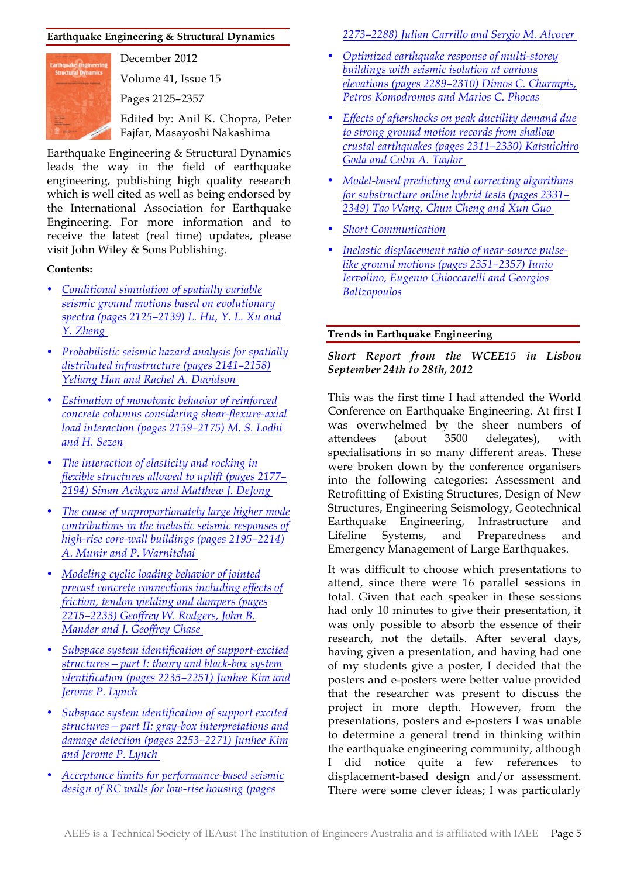## Earthquake Engineering & Structural Dynamics

December 2012

Volume 41, Issue 15

Pages 2125–2357

Edited by: Anil K. Chopra, Peter Fajfar, Masayoshi Nakashima

Earthquake Engineering & Structural Dynamics leads the way in the field of earthquake engineering, publishing high quality research which is well cited as well as being endorsed by the International Association for Earthquake Engineering. For more information and to receive the latest (real time) updates, please visit John Wiley & Sons Publishing.

**Contents:**

- *Conditional simulation of spatially variable seismic ground motions based on evolutionary spectra (pages 2125–2139) L. Hu, Y. L. Xu and Y. Zheng*
- *Probabilistic seismic hazard analysis for spatially distributed infrastructure (pages 2141–2158) Yeliang Han and Rachel A. Davidson*
- *Estimation of monotonic behavior of reinforced concrete columns considering shear-flexure-axial load interaction (pages 2159–2175) M. S. Lodhi and H. Sezen*
- *The interaction of elasticity and rocking in flexible structures allowed to uplift (pages 2177–2194) Sinan Acikgoz and Matthew J. DeJong*
- *The cause of unproportionately large higher mode contributions in the inelastic seismic responses of high-rise core-wall buildings (pages 2195–2214) A. Munir and P. Warnitchai*
- *Modeling cyclic loading behavior of jointed precast concrete connections including effects of friction, tendon yielding and dampers (pages 2215–2233) Geoffrey W. Rodgers, John B. Mander and J. Geoffrey Chase*
- *Subspace system identification of support-excited structures—part I: theory and black-box system identification (pages 2235–2251) Junhee Kim and Jerome P. Lynch*
- *Subspace system identification of support excited structures—part II: gray-box interpretations and damage detection (pages 2253–2271) Junhee Kim and Jerome P. Lynch*
- *Acceptance limits for performance-based seismic design of RC walls for low-rise housing (pages 2273–2288) Julian Carrillo and Sergio M. Alcocer*
- *Optimized earthquake response of multi-storey buildings with seismic isolation at various elevations (pages 2289–2310) Dimos C. Charmpis, Petros Komodromos and Marios C. Phocas*
- *Effects of aftershocks on peak ductility demand due to strong ground motion records from shallow crustal earthquakes (pages 2311–2330) Katsuichiro Goda and Colin A. Taylor*
- *Model-based predicting and correcting algorithms for substructure online hybrid tests (pages 2331–2349) Tao Wang, Chun Cheng and Xun Guo*
- *Short Communication*
- *Inelastic displacement ratio of near-source pulse-like ground motions (pages 2351–2357) Iunio Iervolino, Eugenio Chioccarelli and Georgios Baltzopoulos*

## Trends in Earthquake Engineering

***Short Report from the WCEE15 in Lisbon September 24th to 28th, 2012***

This was the first time I had attended the World Conference on Earthquake Engineering. At first I was overwhelmed by the sheer numbers of attendees (about 3500 delegates), with specialisations in so many different areas. These were broken down by the conference organisers into the following categories: Assessment and Retrofitting of Existing Structures, Design of New Structures, Engineering Seismology, Geotechnical Earthquake Engineering, Infrastructure and Lifeline Systems, and Preparedness and Emergency Management of Large Earthquakes.

It was difficult to choose which presentations to attend, since there were 16 parallel sessions in total. Given that each speaker in these sessions had only 10 minutes to give their presentation, it was only possible to absorb the essence of their research, not the details. After several days, having given a presentation, and having had one of my students give a poster, I decided that the posters and e-posters were better value provided that the researcher was present to discuss the project in more depth. However, from the presentations, posters and e-posters I was unable to determine a general trend in thinking within the earthquake engineering community, although I did notice quite a few references to displacement-based design and/or assessment. There were some clever ideas; I was particularly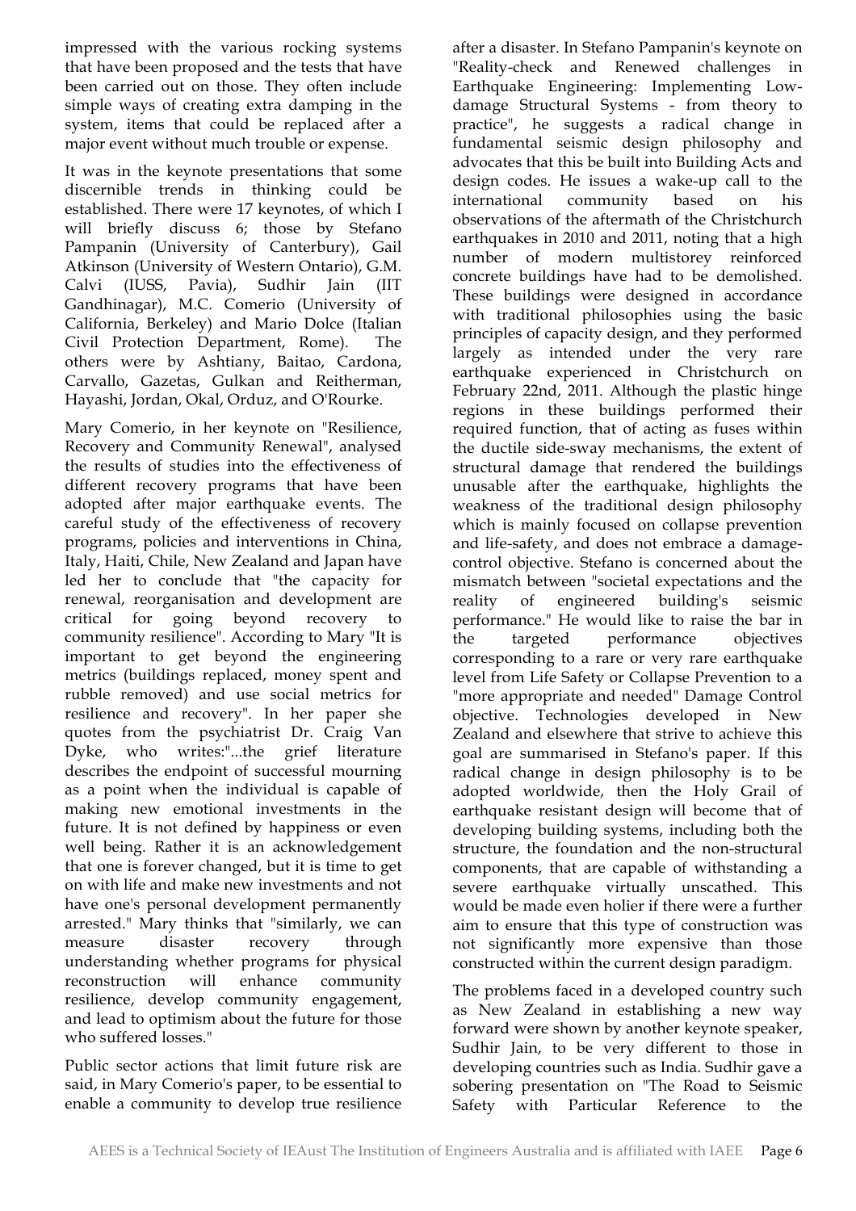impressed with the various rocking systems that have been proposed and the tests that have been carried out on those. They often include simple ways of creating extra damping in the system, items that could be replaced after a major event without much trouble or expense.

It was in the keynote presentations that some discernible trends in thinking could be established. There were 17 keynotes, of which I will briefly discuss 6; those by Stefano Pampanin (University of Canterbury), Gail Atkinson (University of Western Ontario), G.M. Calvi (IUSS, Pavia), Sudhir Jain (IIT Gandhinagar), M.C. Comerio (University of California, Berkeley) and Mario Dolce (Italian Civil Protection Department, Rome). The others were by Ashtiany, Baitao, Cardona, Carvallo, Gazetas, Gulkan and Reitherman, Hayashi, Jordan, Okal, Orduz, and O'Rourke.

Mary Comerio, in her keynote on "Resilience, Recovery and Community Renewal", analysed the results of studies into the effectiveness of different recovery programs that have been adopted after major earthquake events. The careful study of the effectiveness of recovery programs, policies and interventions in China, Italy, Haiti, Chile, New Zealand and Japan have led her to conclude that "the capacity for renewal, reorganisation and development are critical for going beyond recovery to community resilience". According to Mary "It is important to get beyond the engineering metrics (buildings replaced, money spent and rubble removed) and use social metrics for resilience and recovery". In her paper she quotes from the psychiatrist Dr. Craig Van Dyke, who writes:"...the grief literature describes the endpoint of successful mourning as a point when the individual is capable of making new emotional investments in the future. It is not defined by happiness or even well being. Rather it is an acknowledgement that one is forever changed, but it is time to get on with life and make new investments and not have one's personal development permanently arrested." Mary thinks that "similarly, we can measure disaster recovery through understanding whether programs for physical reconstruction will enhance community resilience, develop community engagement, and lead to optimism about the future for those who suffered losses."

Public sector actions that limit future risk are said, in Mary Comerio's paper, to be essential to enable a community to develop true resilience after a disaster. In Stefano Pampanin's keynote on "Reality-check and Renewed challenges in Earthquake Engineering: Implementing Low-damage Structural Systems - from theory to practice", he suggests a radical change in fundamental seismic design philosophy and advocates that this be built into Building Acts and design codes. He issues a wake-up call to the international community based on his observations of the aftermath of the Christchurch earthquakes in 2010 and 2011, noting that a high number of modern multistorey reinforced concrete buildings have had to be demolished. These buildings were designed in accordance with traditional philosophies using the basic principles of capacity design, and they performed largely as intended under the very rare earthquake experienced in Christchurch on February 22nd, 2011. Although the plastic hinge regions in these buildings performed their required function, that of acting as fuses within the ductile side-sway mechanisms, the extent of structural damage that rendered the buildings unusable after the earthquake, highlights the weakness of the traditional design philosophy which is mainly focused on collapse prevention and life-safety, and does not embrace a damage-control objective. Stefano is concerned about the mismatch between "societal expectations and the reality of engineered building's seismic performance." He would like to raise the bar in the targeted performance objectives corresponding to a rare or very rare earthquake level from Life Safety or Collapse Prevention to a "more appropriate and needed" Damage Control objective. Technologies developed in New Zealand and elsewhere that strive to achieve this goal are summarised in Stefano's paper. If this radical change in design philosophy is to be adopted worldwide, then the Holy Grail of earthquake resistant design will become that of developing building systems, including both the structure, the foundation and the non-structural components, that are capable of withstanding a severe earthquake virtually unscathed. This would be made even holier if there were a further aim to ensure that this type of construction was not significantly more expensive than those constructed within the current design paradigm.

The problems faced in a developed country such as New Zealand in establishing a new way forward were shown by another keynote speaker, Sudhir Jain, to be very different to those in developing countries such as India. Sudhir gave a sobering presentation on "The Road to Seismic Safety with Particular Reference to the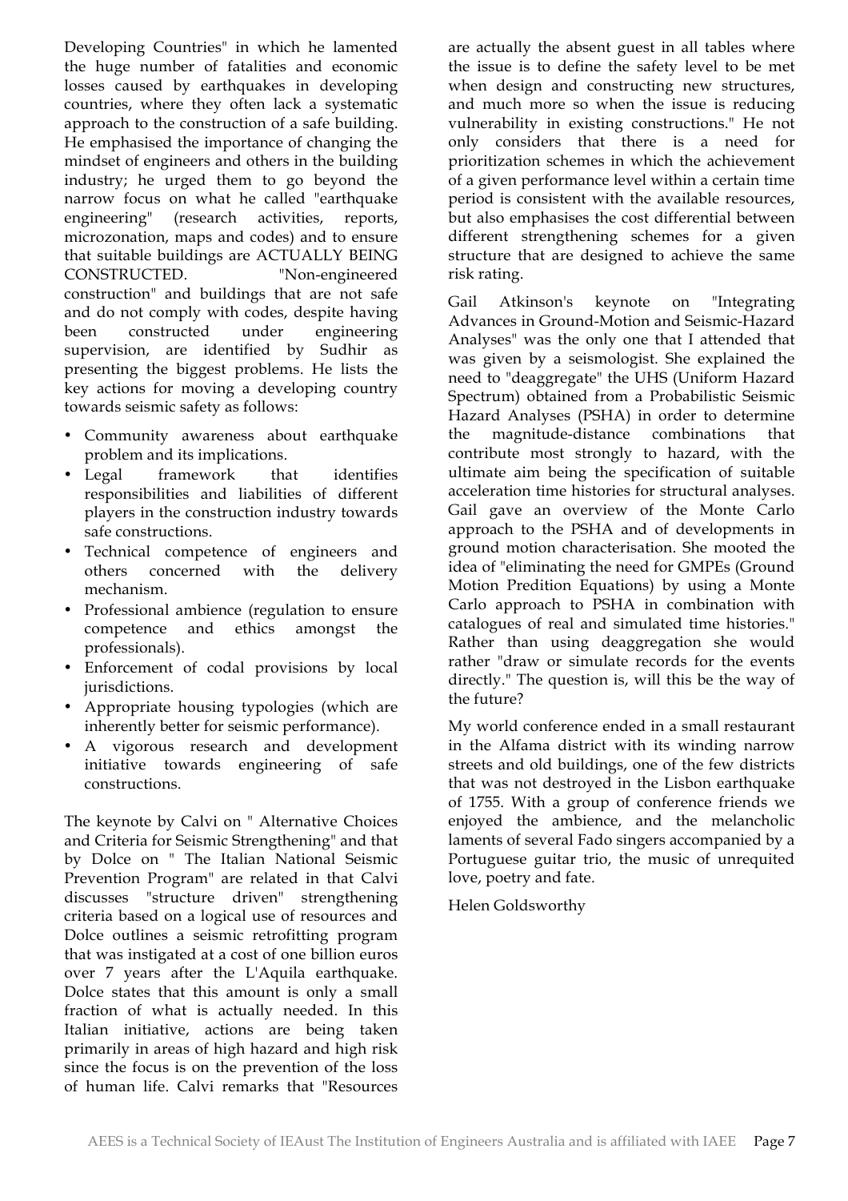Developing Countries" in which he lamented the huge number of fatalities and economic losses caused by earthquakes in developing countries, where they often lack a systematic approach to the construction of a safe building. He emphasised the importance of changing the mindset of engineers and others in the building industry; he urged them to go beyond the narrow focus on what he called "earthquake engineering" (research activities, reports, microzonation, maps and codes) and to ensure that suitable buildings are ACTUALLY BEING CONSTRUCTED. "Non-engineered construction" and buildings that are not safe and do not comply with codes, despite having been constructed under engineering supervision, are identified by Sudhir as presenting the biggest problems. He lists the key actions for moving a developing country towards seismic safety as follows:

- Community awareness about earthquake problem and its implications.
- Legal framework that identifies responsibilities and liabilities of different players in the construction industry towards safe constructions.
- Technical competence of engineers and others concerned with the delivery mechanism.
- Professional ambience (regulation to ensure competence and ethics amongst the professionals).
- Enforcement of codal provisions by local jurisdictions.
- Appropriate housing typologies (which are inherently better for seismic performance).
- A vigorous research and development initiative towards engineering of safe constructions.

The keynote by Calvi on " Alternative Choices and Criteria for Seismic Strengthening" and that by Dolce on " The Italian National Seismic Prevention Program" are related in that Calvi discusses "structure driven" strengthening criteria based on a logical use of resources and Dolce outlines a seismic retrofitting program that was instigated at a cost of one billion euros over 7 years after the L'Aquila earthquake. Dolce states that this amount is only a small fraction of what is actually needed. In this Italian initiative, actions are being taken primarily in areas of high hazard and high risk since the focus is on the prevention of the loss of human life. Calvi remarks that "Resources are actually the absent guest in all tables where the issue is to define the safety level to be met when design and constructing new structures, and much more so when the issue is reducing vulnerability in existing constructions." He not only considers that there is a need for prioritization schemes in which the achievement of a given performance level within a certain time period is consistent with the available resources, but also emphasises the cost differential between different strengthening schemes for a given structure that are designed to achieve the same risk rating.

Gail Atkinson's keynote on "Integrating Advances in Ground-Motion and Seismic-Hazard Analyses" was the only one that I attended that was given by a seismologist. She explained the need to "deaggregate" the UHS (Uniform Hazard Spectrum) obtained from a Probabilistic Seismic Hazard Analyses (PSHA) in order to determine the magnitude-distance combinations that contribute most strongly to hazard, with the ultimate aim being the specification of suitable acceleration time histories for structural analyses. Gail gave an overview of the Monte Carlo approach to the PSHA and of developments in ground motion characterisation. She mooted the idea of "eliminating the need for GMPEs (Ground Motion Predition Equations) by using a Monte Carlo approach to PSHA in combination with catalogues of real and simulated time histories." Rather than using deaggregation she would rather "draw or simulate records for the events directly." The question is, will this be the way of the future?

My world conference ended in a small restaurant in the Alfama district with its winding narrow streets and old buildings, one of the few districts that was not destroyed in the Lisbon earthquake of 1755. With a group of conference friends we enjoyed the ambience, and the melancholic laments of several Fado singers accompanied by a Portuguese guitar trio, the music of unrequited love, poetry and fate.

Helen Goldsworthy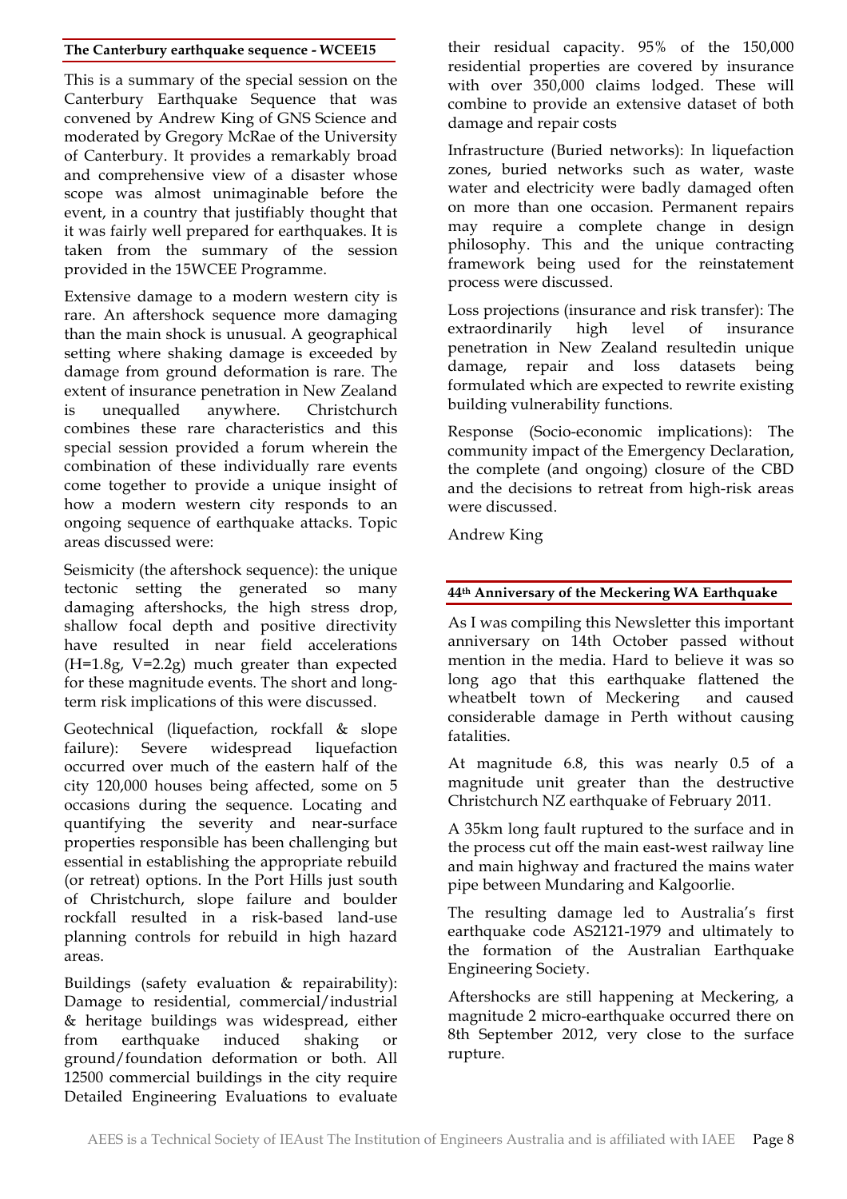## The Canterbury earthquake sequence - WCEE15

This is a summary of the special session on the Canterbury Earthquake Sequence that was convened by Andrew King of GNS Science and moderated by Gregory McRae of the University of Canterbury. It provides a remarkably broad and comprehensive view of a disaster whose scope was almost unimaginable before the event, in a country that justifiably thought that it was fairly well prepared for earthquakes. It is taken from the session summary of the session provided in the 15WCEE Programme.

Extensive damage to a modern western city is rare. An aftershock sequence more damaging than the main shock is unusual. A geographical setting where shaking damage is exceeded by damage from ground deformation is rare. The extent of insurance penetration in New Zealand is unequalled anywhere. Christchurch combines these rare characteristics and this special session provided a forum wherein the combination of these individually rare events come together to provide a unique insight of how a modern western city responds to an ongoing sequence of earthquake attacks. Topic areas discussed were:

Seismicity (the aftershock sequence): the unique tectonic setting the generated so many damaging aftershocks, the high stress drop, shallow focal depth and positive directivity have resulted in near field accelerations (H=1.8g, V=2.2g) much greater than expected for these magnitude events. The short and long-term risk implications of this were discussed.

Geotechnical (liquefaction, rockfall & slope failure): Severe widespread liquefaction occurred over much of the eastern half of the city 120,000 houses being affected, some on 5 occasions during the sequence. Locating and quantifying the severity and near-surface properties responsible has been challenging but essential in establishing the appropriate rebuild (or retreat) options. In the Port Hills just south of Christchurch, slope failure and boulder rockfall resulted in a risk-based land-use planning controls for rebuild in high hazard areas.

Buildings (safety evaluation & repairability): Damage to residential, commercial/industrial & heritage buildings was widespread, either from earthquake induced shaking or ground/foundation deformation or both. All 12500 commercial buildings in the city require Detailed Engineering Evaluations to evaluate their residual capacity. 95% of the 150,000 residential properties are covered by insurance with over 350,000 claims lodged. These will combine to provide an extensive dataset of both damage and repair costs

Infrastructure (Buried networks): In liquefaction zones, buried networks such as water, waste water and electricity were badly damaged often on more than one occasion. Permanent repairs may require a complete change in design philosophy. This and the unique contracting framework being used for the reinstatement process were discussed.

Loss projections (insurance and risk transfer): The extraordinarily high level of insurance penetration in New Zealand resultedin unique damage, repair and loss datasets being formulated which are expected to rewrite existing building vulnerability functions.

Response (Socio-economic implications): The community impact of the Emergency Declaration, the complete (and ongoing) closure of the CBD and the decisions to retreat from high-risk areas were discussed.

Andrew King

## 44th Anniversary of the Meckering WA Earthquake

As I was compiling this Newsletter this important anniversary on 14th October passed without mention in the media. Hard to believe it was so long ago that this earthquake flattened the wheatbelt town of Meckering and caused considerable damage in Perth without causing fatalities.

At magnitude 6.8, this was nearly 0.5 of a magnitude unit greater than the destructive Christchurch NZ earthquake of February 2011.

A 35km long fault ruptured to the surface and in the process cut off the main east-west railway line and main highway and fractured the mains water pipe between Mundaring and Kalgoorlie.

The resulting damage led to Australia's first earthquake code AS2121-1979 and ultimately to the formation of the Australian Earthquake Engineering Society.

Aftershocks are still happening at Meckering, a magnitude 2 micro-earthquake occurred there on 8th September 2012, very close to the surface rupture.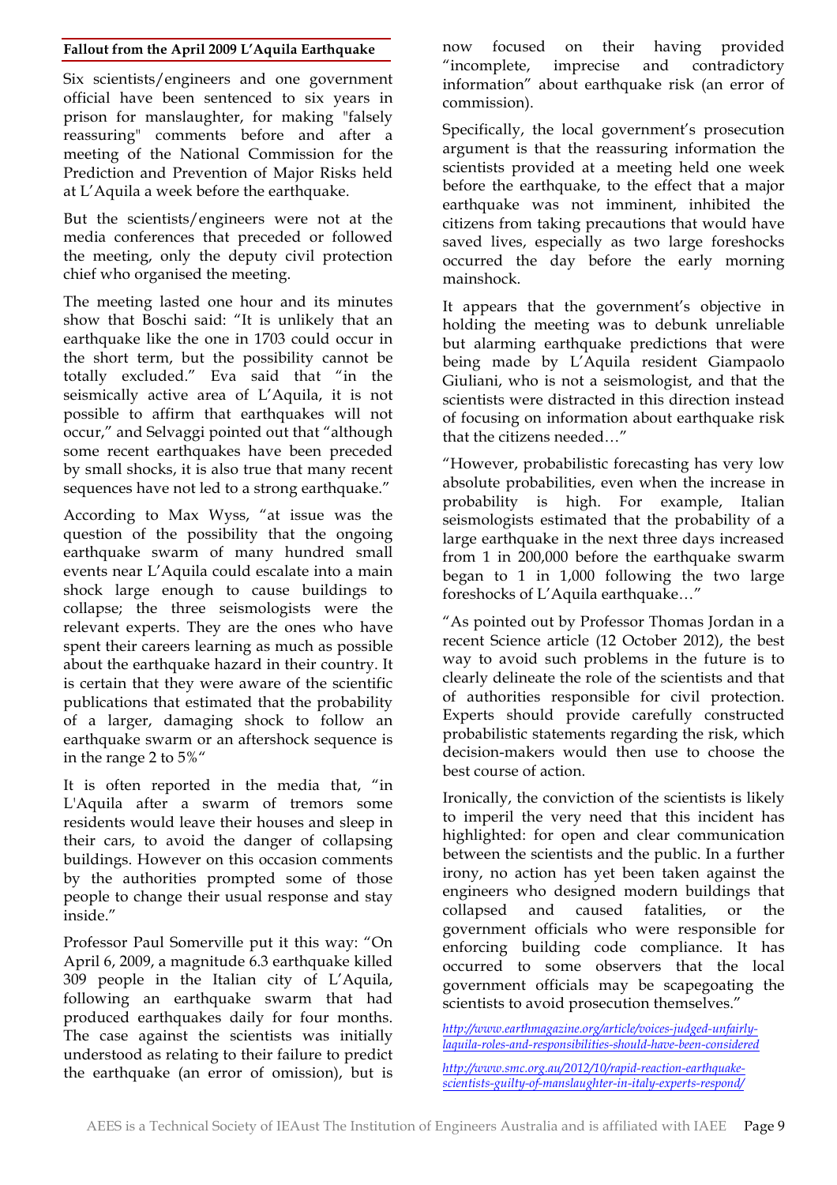## Fallout from the April 2009 L'Aquila Earthquake

Six scientists/engineers and one government official have been sentenced to six years in prison for manslaughter, for making "falsely reassuring" comments before and after a meeting of the National Commission for the Prediction and Prevention of Major Risks held at L'Aquila a week before the earthquake.

But the scientists/engineers were not at the media conferences that preceded or followed the meeting, only the deputy civil protection chief who organised the meeting.

The meeting lasted one hour and its minutes show that Boschi said: "It is unlikely that an earthquake like the one in 1703 could occur in the short term, but the possibility cannot be totally excluded." Eva said that "in the seismically active area of L'Aquila, it is not possible to affirm that earthquakes will not occur," and Selvaggi pointed out that "although some recent earthquakes have been preceded by small shocks, it is also true that many recent sequences have not led to a strong earthquake."

According to Max Wyss, "at issue was the question of the possibility that the ongoing earthquake swarm of many hundred small events near L'Aquila could escalate into a main shock large enough to cause buildings to collapse; the three seismologists were the relevant experts. They are the ones who have spent their careers learning as much as possible about the earthquake hazard in their country. It is certain that they were aware of the scientific publications that estimated that the probability of a larger, damaging shock to follow an earthquake swarm or an aftershock sequence is in the range 2 to 5%"

It is often reported in the media that, "in L'Aquila after a swarm of tremors some residents would leave their houses and sleep in their cars, to avoid the danger of collapsing buildings. However on this occasion comments by the authorities prompted some of those people to change their usual response and stay inside."

Professor Paul Somerville put it this way: "On April 6, 2009, a magnitude 6.3 earthquake killed 309 people in the Italian city of L'Aquila, following an earthquake swarm that had produced earthquakes daily for four months. The case against the scientists was initially understood as relating to their failure to predict the earthquake (an error of omission), but is now focused on their having provided "incomplete, imprecise and contradictory information" about earthquake risk (an error of commission).

Specifically, the local government's prosecution argument is that the reassuring information the scientists provided at a meeting held one week before the earthquake, to the effect that a major earthquake was not imminent, inhibited the citizens from taking precautions that would have saved lives, especially as two large foreshocks occurred the day before the early morning mainshock.

It appears that the government's objective in holding the meeting was to debunk unreliable but alarming earthquake predictions that were being made by L'Aquila resident Giampaolo Giuliani, who is not a seismologist, and that the scientists were distracted in this direction instead of focusing on information about earthquake risk that the citizens needed…"

"However, probabilistic forecasting has very low absolute probabilities, even when the increase in probability is high. For example, Italian seismologists estimated that the probability of a large earthquake in the next three days increased from 1 in 200,000 before the earthquake swarm began to 1 in 1,000 following the two large foreshocks of L'Aquila earthquake…"

"As pointed out by Professor Thomas Jordan in a recent Science article (12 October 2012), the best way to avoid such problems in the future is to clearly delineate the role of the scientists and that of authorities responsible for civil protection. Experts should provide carefully constructed probabilistic statements regarding the risk, which decision-makers would then use to choose the best course of action.

Ironically, the conviction of the scientists is likely to imperil the very need that this incident has highlighted: for open and clear communication between the scientists and the public. In a further irony, no action has yet been taken against the engineers who designed modern buildings that collapsed and caused fatalities, or the government officials who were responsible for enforcing building code compliance. It has occurred to some observers that the local government officials may be scapegoating the scientists to avoid prosecution themselves."

*http://www.earthmagazine.org/article/voices-judged-unfairly-laquila-roles-and-responsibilities-should-have-been-considered*

*http://www.smc.org.au/2012/10/rapid-reaction-earthquake-scientists-guilty-of-manslaughter-in-italy-experts-respond/*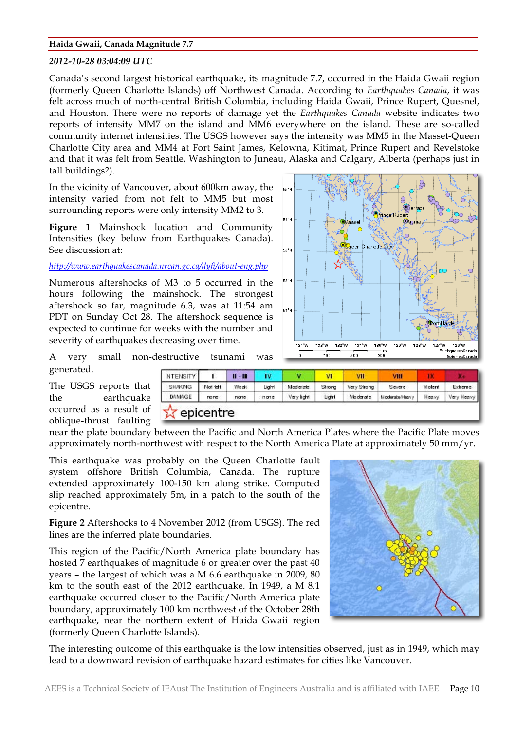**Haida Gwaii, Canada Magnitude 7.7**

***2012-10-28 03:04:09 UTC***

Canada's second largest historical earthquake, its magnitude 7.7, occurred in the Haida Gwaii region (formerly Queen Charlotte Islands) off Northwest Canada. According to *Earthquakes Canada*, it was felt across much of north-central British Colombia, including Haida Gwaii, Prince Rupert, Quesnel, and Houston. There were no reports of damage yet the *Earthquakes Canada* website indicates two reports of intensity MM7 on the island and MM6 everywhere on the island. These are so-called community internet intensities. The USGS however says the intensity was MM5 in the Masset-Queen Charlotte City area and MM4 at Fort Saint James, Kelowna, Kitimat, Prince Rupert and Revelstoke and that it was felt from Seattle, Washington to Juneau, Alaska and Calgary, Alberta (perhaps just in tall buildings?).

In the vicinity of Vancouver, about 600km away, the intensity varied from not felt to MM5 but most surrounding reports were only intensity MM2 to 3.

**Figure 1** Mainshock location and Community Intensities (key below from Earthquakes Canada). See discussion at:

*http://www.earthquakescanada.nrcan.gc.ca/dyfi/about-eng.php*

| INTENSITY | I | II - III | IV | V | VI | VII | VIII | IX | X+ |
|---|---|---|---|---|---|---|---|---|---|
| SHAKING | Not felt | Weak | Light | Moderate | Strong | Very Strong | Severe | Violent | Extreme |
| DAMAGE | none | none | none | Very light | Light | Moderate | Moderate/Heavy | Heavy | Very Heavy |

☆ epicentre

Numerous aftershocks of M3 to 5 occurred in the hours following the mainshock. The strongest aftershock so far, magnitude 6.3, was at 11:54 am PDT on Sunday Oct 28. The aftershock sequence is expected to continue for weeks with the number and severity of earthquakes decreasing over time.

A very small non-destructive tsunami was generated.

The USGS reports that the earthquake occurred as a result of oblique-thrust faulting near the plate boundary between the Pacific and North America Plates where the Pacific Plate moves approximately north-northwest with respect to the North America Plate at approximately 50 mm/yr.

This earthquake was probably on the Queen Charlotte fault system offshore British Columbia, Canada. The rupture extended approximately 100-150 km along strike. Computed slip reached approximately 5m, in a patch to the south of the epicentre.

**Figure 2** Aftershocks to 4 November 2012 (from USGS). The red lines are the inferred plate boundaries.

This region of the Pacific/North America plate boundary has hosted 7 earthquakes of magnitude 6 or greater over the past 40 years – the largest of which was a M 6.6 earthquake in 2009, 80 km to the south east of the 2012 earthquake. In 1949, a M 8.1 earthquake occurred closer to the Pacific/North America plate boundary, approximately 100 km northwest of the October 28th earthquake, near the northern extent of Haida Gwaii region (formerly Queen Charlotte Islands).

The interesting outcome of this earthquake is the low intensities observed, just as in 1949, which may lead to a downward revision of earthquake hazard estimates for cities like Vancouver.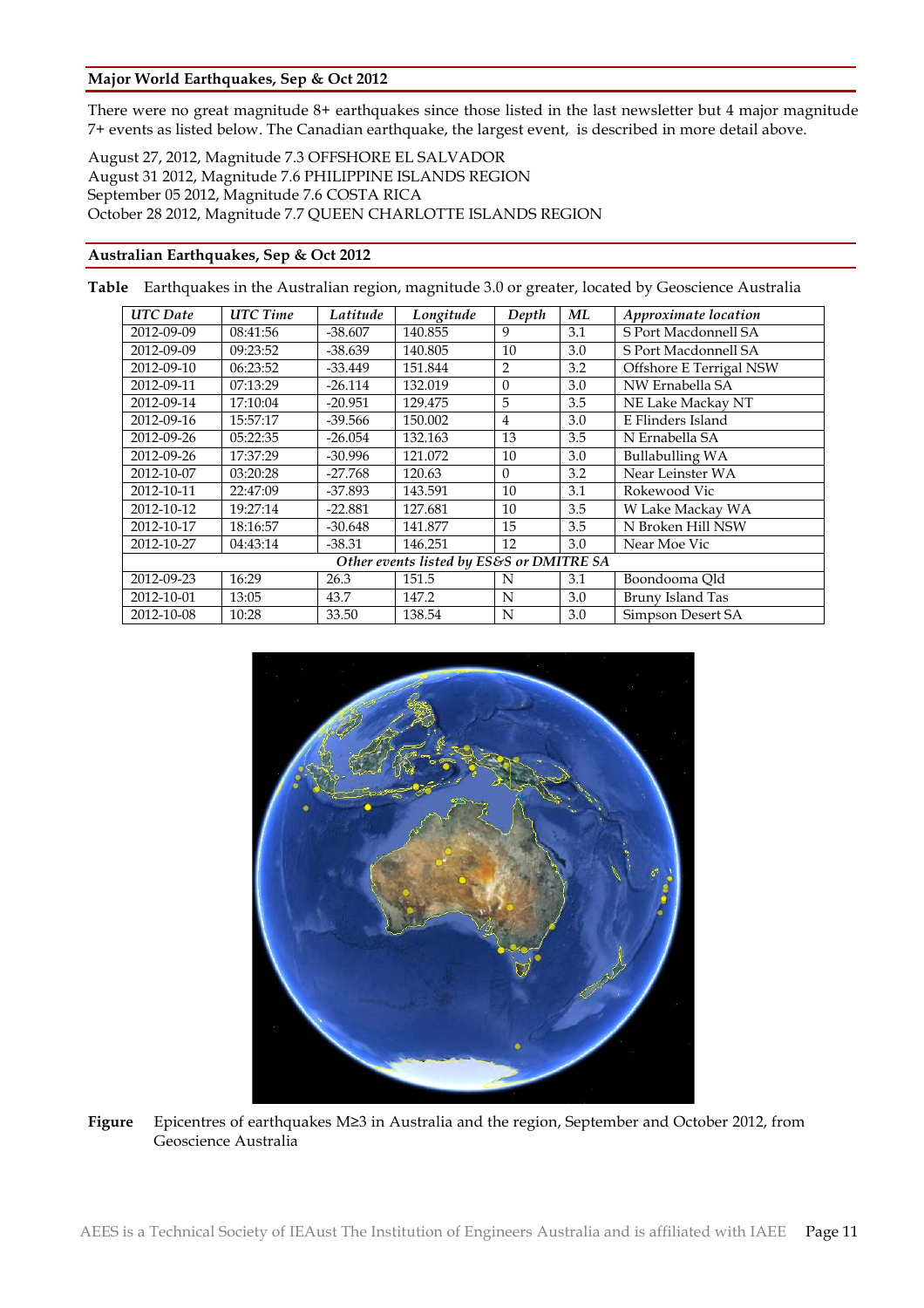## Major World Earthquakes, Sep & Oct 2012

There were no great magnitude 8+ earthquakes since those listed in the last newsletter but 4 major magnitude 7+ events as listed below. The Canadian earthquake, the largest event, is described in more detail above.

August 27, 2012, Magnitude 7.3 OFFSHORE EL SALVADOR
August 31 2012, Magnitude 7.6 PHILIPPINE ISLANDS REGION
September 05 2012, Magnitude 7.6 COSTA RICA
October 28 2012, Magnitude 7.7 QUEEN CHARLOTTE ISLANDS REGION

## Australian Earthquakes, Sep & Oct 2012

**Table** Earthquakes in the Australian region, magnitude 3.0 or greater, located by Geoscience Australia

| *UTC Date* | *UTC Time* | *Latitude* | *Longitude* | *Depth* | *ML* | *Approximate location* |
|---|---|---|---|---|---|---|
| 2012-09-09 | 08:41:56 | -38.607 | 140.855 | 9 | 3.1 | S Port Macdonnell SA |
| 2012-09-09 | 09:23:52 | -38.639 | 140.805 | 10 | 3.0 | S Port Macdonnell SA |
| 2012-09-10 | 06:23:52 | -33.449 | 151.844 | 2 | 3.2 | Offshore E Terrigal NSW |
| 2012-09-11 | 07:13:29 | -26.114 | 132.019 | 0 | 3.0 | NW Ernabella SA |
| 2012-09-14 | 17:10:04 | -20.951 | 129.475 | 5 | 3.5 | NE Lake Mackay NT |
| 2012-09-16 | 15:57:17 | -39.566 | 150.002 | 4 | 3.0 | E Flinders Island |
| 2012-09-26 | 05:22:35 | -26.054 | 132.163 | 13 | 3.5 | N Ernabella SA |
| 2012-09-26 | 17:37:29 | -30.996 | 121.072 | 10 | 3.0 | Bullabulling WA |
| 2012-10-07 | 03:20:28 | -27.768 | 120.63 | 0 | 3.2 | Near Leinster WA |
| 2012-10-11 | 22:47:09 | -37.893 | 143.591 | 10 | 3.1 | Rokewood Vic |
| 2012-10-12 | 19:27:14 | -22.881 | 127.681 | 10 | 3.5 | W Lake Mackay WA |
| 2012-10-17 | 18:16:57 | -30.648 | 141.877 | 15 | 3.5 | N Broken Hill NSW |
| 2012-10-27 | 04:43:14 | -38.31 | 146.251 | 12 | 3.0 | Near Moe Vic |
| *Other events listed by ES&S or DMITRE SA* | | | | | | |
| 2012-09-23 | 16:29 | 26.3 | 151.5 | N | 3.1 | Boondooma Qld |
| 2012-10-01 | 13:05 | 43.7 | 147.2 | N | 3.0 | Bruny Island Tas |
| 2012-10-08 | 10:28 | 33.50 | 138.54 | N | 3.0 | Simpson Desert SA |

**Figure** Epicentres of earthquakes M≥3 in Australia and the region, September and October 2012, from Geoscience Australia